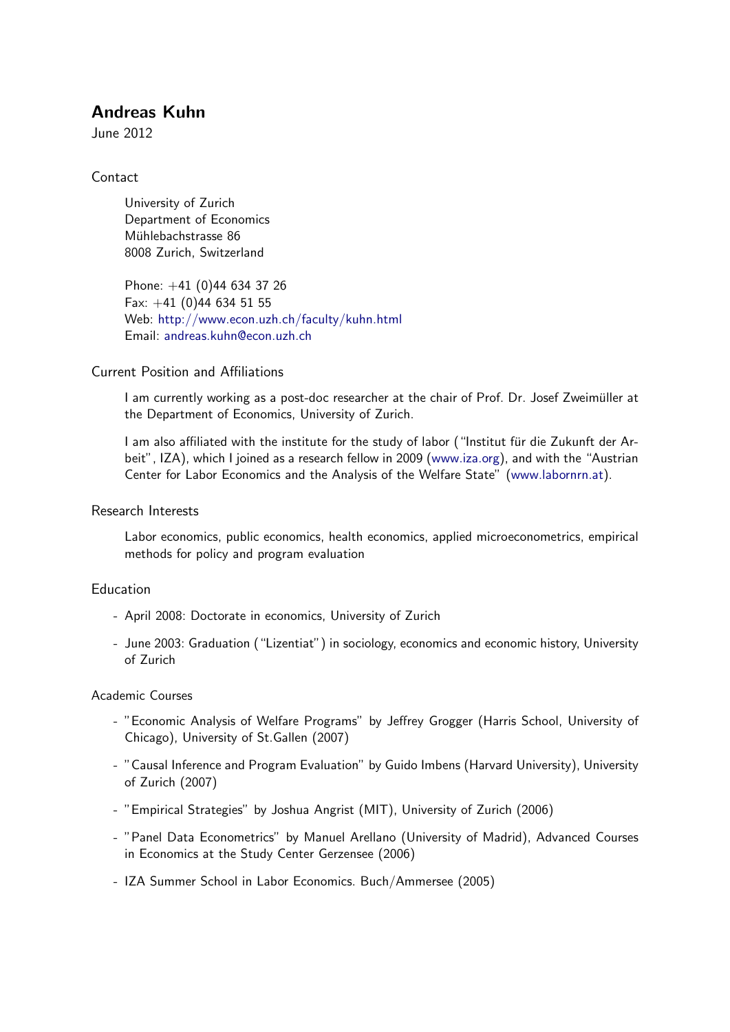# Andreas Kuhn

June 2012

## Contact

University of Zurich
Department of Economics
Mühlebachstrasse 86
8008 Zurich, Switzerland

Phone: +41 (0)44 634 37 26
Fax: +41 (0)44 634 51 55
Web: http://www.econ.uzh.ch/faculty/kuhn.html
Email: andreas.kuhn@econ.uzh.ch

## Current Position and Affiliations

I am currently working as a post-doc researcher at the chair of Prof. Dr. Josef Zweimüller at the Department of Economics, University of Zurich.

I am also affiliated with the institute for the study of labor ("Institut für die Zukunft der Arbeit", IZA), which I joined as a research fellow in 2009 (www.iza.org), and with the "Austrian Center for Labor Economics and the Analysis of the Welfare State" (www.labornrn.at).

## Research Interests

Labor economics, public economics, health economics, applied microeconometrics, empirical methods for policy and program evaluation

## Education

- April 2008: Doctorate in economics, University of Zurich
- June 2003: Graduation ("Lizentiat") in sociology, economics and economic history, University of Zurich

## Academic Courses

- "Economic Analysis of Welfare Programs" by Jeffrey Grogger (Harris School, University of Chicago), University of St.Gallen (2007)
- "Causal Inference and Program Evaluation" by Guido Imbens (Harvard University), University of Zurich (2007)
- "Empirical Strategies" by Joshua Angrist (MIT), University of Zurich (2006)
- "Panel Data Econometrics" by Manuel Arellano (University of Madrid), Advanced Courses in Economics at the Study Center Gerzensee (2006)
- IZA Summer School in Labor Economics. Buch/Ammersee (2005)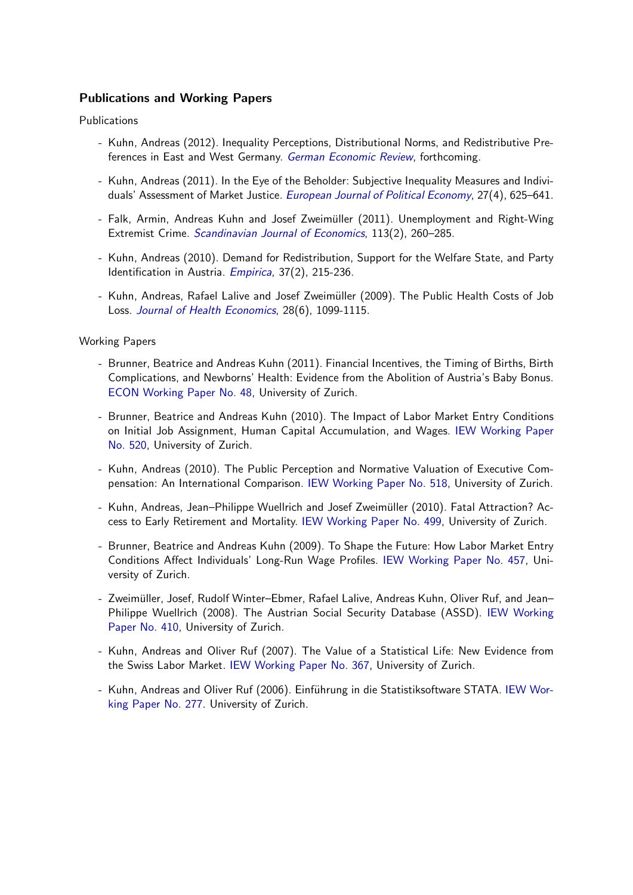## Publications and Working Papers

Publications

- Kuhn, Andreas (2012). Inequality Perceptions, Distributional Norms, and Redistributive Preferences in East and West Germany. *German Economic Review*, forthcoming.

- Kuhn, Andreas (2011). In the Eye of the Beholder: Subjective Inequality Measures and Individuals' Assessment of Market Justice. *European Journal of Political Economy*, 27(4), 625–641.

- Falk, Armin, Andreas Kuhn and Josef Zweimüller (2011). Unemployment and Right-Wing Extremist Crime. *Scandinavian Journal of Economics*, 113(2), 260–285.

- Kuhn, Andreas (2010). Demand for Redistribution, Support for the Welfare State, and Party Identification in Austria. *Empirica*, 37(2), 215-236.

- Kuhn, Andreas, Rafael Lalive and Josef Zweimüller (2009). The Public Health Costs of Job Loss. *Journal of Health Economics*, 28(6), 1099-1115.

Working Papers

- Brunner, Beatrice and Andreas Kuhn (2011). Financial Incentives, the Timing of Births, Birth Complications, and Newborns' Health: Evidence from the Abolition of Austria's Baby Bonus. ECON Working Paper No. 48, University of Zurich.

- Brunner, Beatrice and Andreas Kuhn (2010). The Impact of Labor Market Entry Conditions on Initial Job Assignment, Human Capital Accumulation, and Wages. IEW Working Paper No. 520, University of Zurich.

- Kuhn, Andreas (2010). The Public Perception and Normative Valuation of Executive Compensation: An International Comparison. IEW Working Paper No. 518, University of Zurich.

- Kuhn, Andreas, Jean–Philippe Wuellrich and Josef Zweimüller (2010). Fatal Attraction? Access to Early Retirement and Mortality. IEW Working Paper No. 499, University of Zurich.

- Brunner, Beatrice and Andreas Kuhn (2009). To Shape the Future: How Labor Market Entry Conditions Affect Individuals' Long-Run Wage Profiles. IEW Working Paper No. 457, University of Zurich.

- Zweimüller, Josef, Rudolf Winter–Ebmer, Rafael Lalive, Andreas Kuhn, Oliver Ruf, and Jean–Philippe Wuellrich (2008). The Austrian Social Security Database (ASSD). IEW Working Paper No. 410, University of Zurich.

- Kuhn, Andreas and Oliver Ruf (2007). The Value of a Statistical Life: New Evidence from the Swiss Labor Market. IEW Working Paper No. 367, University of Zurich.

- Kuhn, Andreas and Oliver Ruf (2006). Einführung in die Statistiksoftware STATA. IEW Working Paper No. 277. University of Zurich.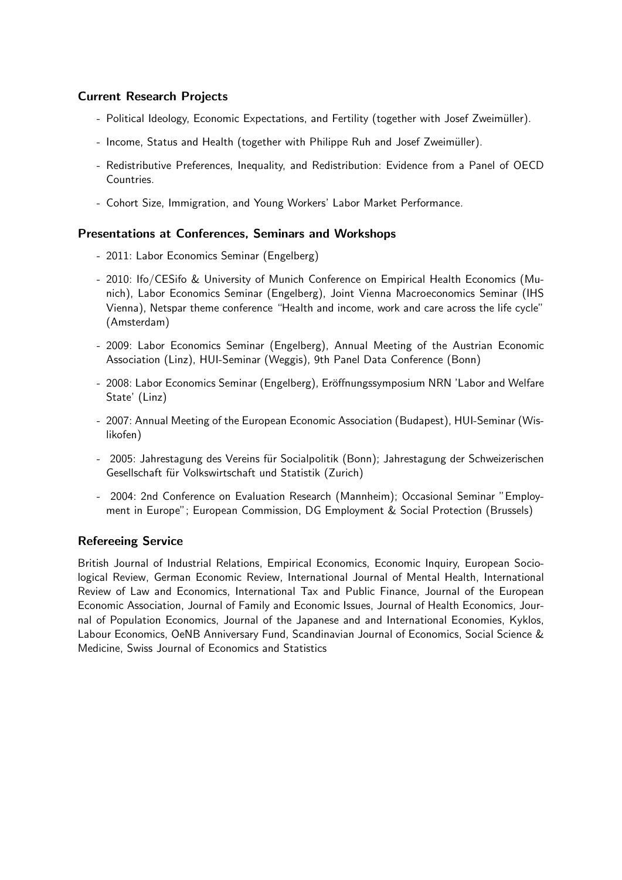### Current Research Projects

- Political Ideology, Economic Expectations, and Fertility (together with Josef Zweimüller).
- Income, Status and Health (together with Philippe Ruh and Josef Zweimüller).
- Redistributive Preferences, Inequality, and Redistribution: Evidence from a Panel of OECD Countries.
- Cohort Size, Immigration, and Young Workers' Labor Market Performance.

### Presentations at Conferences, Seminars and Workshops

- 2011: Labor Economics Seminar (Engelberg)
- 2010: Ifo/CESifo & University of Munich Conference on Empirical Health Economics (Munich), Labor Economics Seminar (Engelberg), Joint Vienna Macroeconomics Seminar (IHS Vienna), Netspar theme conference "Health and income, work and care across the life cycle" (Amsterdam)
- 2009: Labor Economics Seminar (Engelberg), Annual Meeting of the Austrian Economic Association (Linz), HUI-Seminar (Weggis), 9th Panel Data Conference (Bonn)
- 2008: Labor Economics Seminar (Engelberg), Eröffnungssymposium NRN 'Labor and Welfare State' (Linz)
- 2007: Annual Meeting of the European Economic Association (Budapest), HUI-Seminar (Wislikofen)
- 2005: Jahrestagung des Vereins für Socialpolitik (Bonn); Jahrestagung der Schweizerischen Gesellschaft für Volkswirtschaft und Statistik (Zurich)
- 2004: 2nd Conference on Evaluation Research (Mannheim); Occasional Seminar "Employment in Europe"; European Commission, DG Employment & Social Protection (Brussels)

### Refereeing Service

British Journal of Industrial Relations, Empirical Economics, Economic Inquiry, European Sociological Review, German Economic Review, International Journal of Mental Health, International Review of Law and Economics, International Tax and Public Finance, Journal of the European Economic Association, Journal of Family and Economic Issues, Journal of Health Economics, Journal of Population Economics, Journal of the Japanese and and International Economies, Kyklos, Labour Economics, OeNB Anniversary Fund, Scandinavian Journal of Economics, Social Science & Medicine, Swiss Journal of Economics and Statistics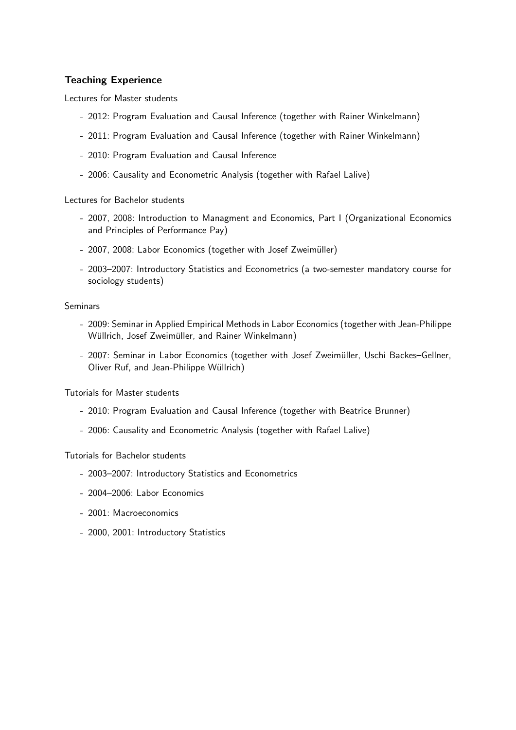### Teaching Experience

Lectures for Master students

- 2012: Program Evaluation and Causal Inference (together with Rainer Winkelmann)
- 2011: Program Evaluation and Causal Inference (together with Rainer Winkelmann)
- 2010: Program Evaluation and Causal Inference
- 2006: Causality and Econometric Analysis (together with Rafael Lalive)

Lectures for Bachelor students

- 2007, 2008: Introduction to Managment and Economics, Part I (Organizational Economics and Principles of Performance Pay)
- 2007, 2008: Labor Economics (together with Josef Zweimüller)
- 2003–2007: Introductory Statistics and Econometrics (a two-semester mandatory course for sociology students)

Seminars

- 2009: Seminar in Applied Empirical Methods in Labor Economics (together with Jean-Philippe Wüllrich, Josef Zweimüller, and Rainer Winkelmann)
- 2007: Seminar in Labor Economics (together with Josef Zweimüller, Uschi Backes–Gellner, Oliver Ruf, and Jean-Philippe Wüllrich)

Tutorials for Master students

- 2010: Program Evaluation and Causal Inference (together with Beatrice Brunner)
- 2006: Causality and Econometric Analysis (together with Rafael Lalive)

Tutorials for Bachelor students

- 2003–2007: Introductory Statistics and Econometrics
- 2004–2006: Labor Economics
- 2001: Macroeconomics
- 2000, 2001: Introductory Statistics